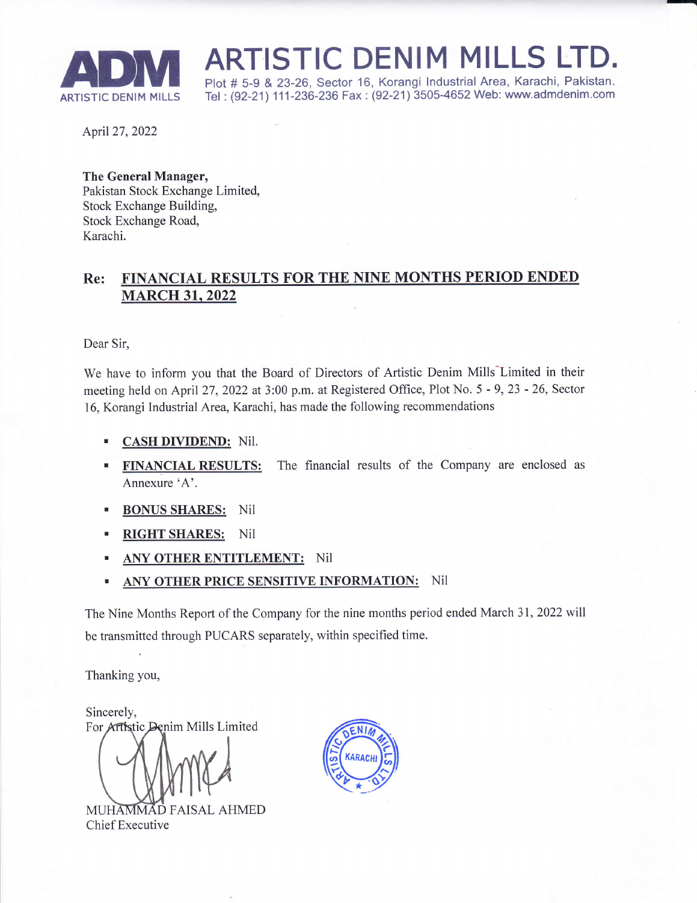# ARTISTIC DENIM MILLS LTD.

ADM
ARTISTIC DENIM MILLS

Plot # 5-9 & 23-26, Sector 16, Korangi Industrial Area, Karachi, Pakistan.
Tel : (92-21) 111-236-236 Fax : (92-21) 3505-4652 Web: www.admdenim.com

April 27, 2022

**The General Manager,**
Pakistan Stock Exchange Limited,
Stock Exchange Building,
Stock Exchange Road,
Karachi.

**Re: FINANCIAL RESULTS FOR THE NINE MONTHS PERIOD ENDED MARCH 31, 2022**

Dear Sir,

We have to inform you that the Board of Directors of Artistic Denim Mills Limited in their meeting held on April 27, 2022 at 3:00 p.m. at Registered Office, Plot No. 5 - 9, 23 - 26, Sector 16, Korangi Industrial Area, Karachi, has made the following recommendations

- **CASH DIVIDEND:** Nil.
- **FINANCIAL RESULTS:** The financial results of the Company are enclosed as Annexure 'A'.
- **BONUS SHARES:** Nil
- **RIGHT SHARES:** Nil
- **ANY OTHER ENTITLEMENT:** Nil
- **ANY OTHER PRICE SENSITIVE INFORMATION:** Nil

The Nine Months Report of the Company for the nine months period ended March 31, 2022 will be transmitted through PUCARS separately, within specified time.

Thanking you,

Sincerely,
For Artistic Denim Mills Limited

MUHAMMAD FAISAL AHMED
Chief Executive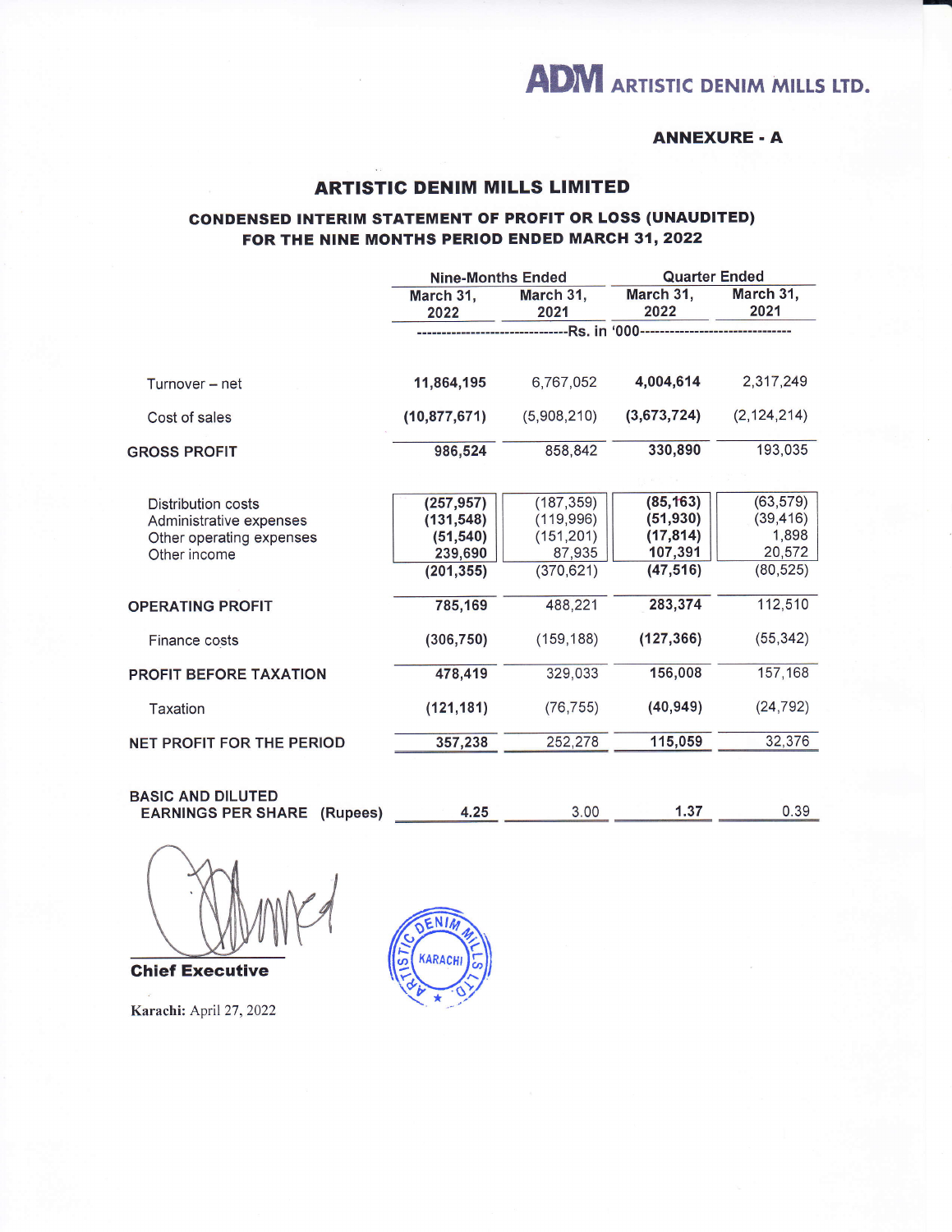**ADM** ARTISTIC DENIM MILLS LTD.

**ANNEXURE - A**

## ARTISTIC DENIM MILLS LIMITED

### CONDENSED INTERIM STATEMENT OF PROFIT OR LOSS (UNAUDITED)
### FOR THE NINE MONTHS PERIOD ENDED MARCH 31, 2022

| | Nine-Months Ended | | Quarter Ended | |
|---|---|---|---|---|
| | March 31, 2022 | March 31, 2021 | March 31, 2022 | March 31, 2021 |
| | --Rs. in '000-- | | | |
| Turnover – net | **11,864,195** | 6,767,052 | **4,004,614** | 2,317,249 |
| Cost of sales | **(10,877,671)** | (5,908,210) | **(3,673,724)** | (2,124,214) |
| **GROSS PROFIT** | **986,524** | 858,842 | **330,890** | 193,035 |
| Distribution costs | **(257,957)** | (187,359) | **(85,163)** | (63,579) |
| Administrative expenses | **(131,548)** | (119,996) | **(51,930)** | (39,416) |
| Other operating expenses | **(51,540)** | (151,201) | **(17,814)** | 1,898 |
| Other income | **239,690** | 87,935 | **107,391** | 20,572 |
| | **(201,355)** | (370,621) | **(47,516)** | (80,525) |
| **OPERATING PROFIT** | **785,169** | 488,221 | **283,374** | 112,510 |
| Finance costs | **(306,750)** | (159,188) | **(127,366)** | (55,342) |
| **PROFIT BEFORE TAXATION** | **478,419** | 329,033 | **156,008** | 157,168 |
| Taxation | **(121,181)** | (76,755) | **(40,949)** | (24,792) |
| **NET PROFIT FOR THE PERIOD** | **357,238** | 252,278 | **115,059** | 32,376 |
| **BASIC AND DILUTED EARNINGS PER SHARE (Rupees)** | **4.25** | 3.00 | **1.37** | 0.39 |

**Chief Executive**

**Karachi:** April 27, 2022